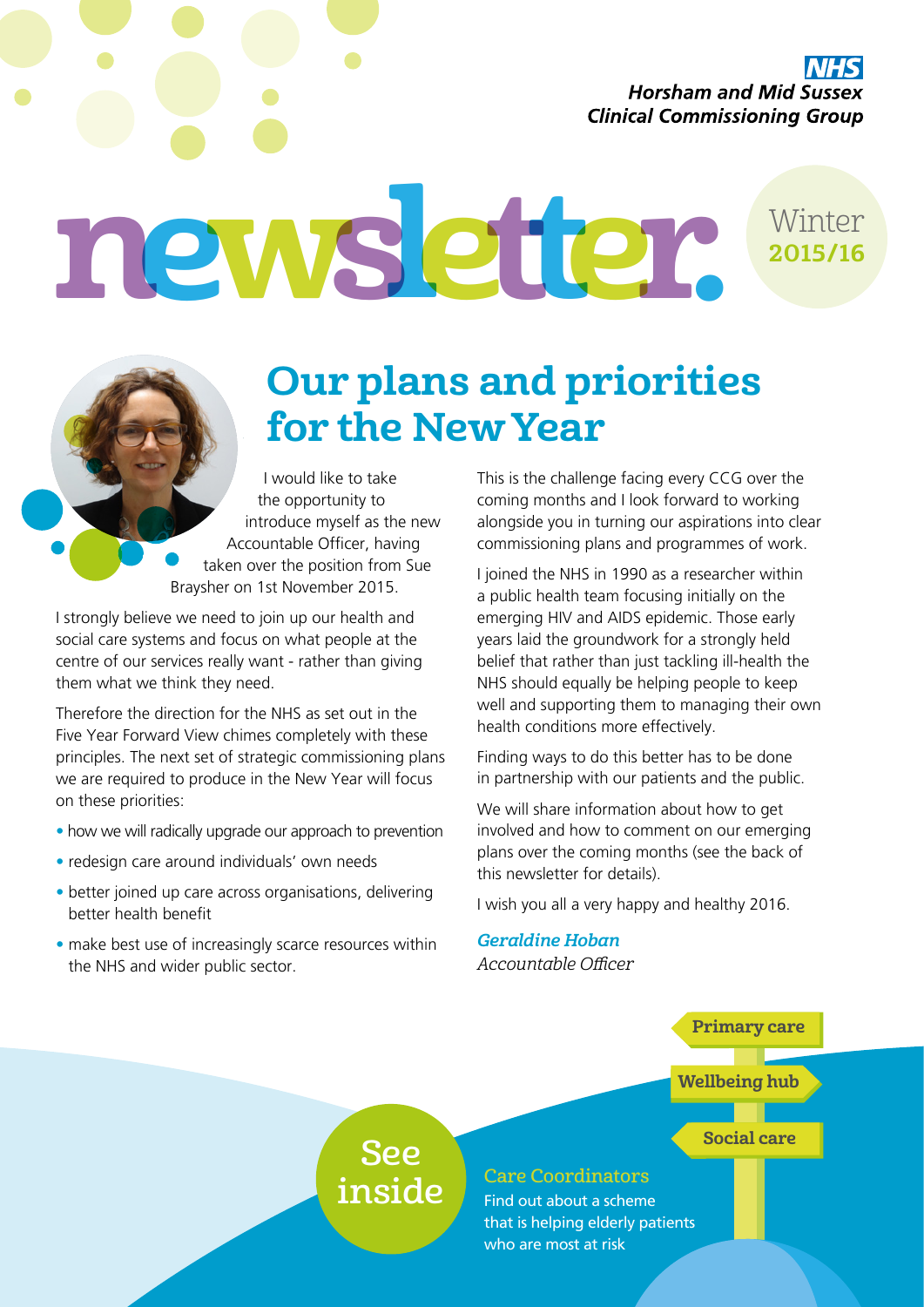NHS
Horsham and Mid Sussex
Clinical Commissioning Group

# newsletter.

Winter
**2015/16**

## Our plans and priorities for the New Year

I would like to take the opportunity to introduce myself as the new Accountable Officer, having taken over the position from Sue Braysher on 1st November 2015.

I strongly believe we need to join up our health and social care systems and focus on what people at the centre of our services really want - rather than giving them what we think they need.

Therefore the direction for the NHS as set out in the Five Year Forward View chimes completely with these principles. The next set of strategic commissioning plans we are required to produce in the New Year will focus on these priorities:

- how we will radically upgrade our approach to prevention
- redesign care around individuals' own needs
- better joined up care across organisations, delivering better health benefit
- make best use of increasingly scarce resources within the NHS and wider public sector.

This is the challenge facing every CCG over the coming months and I look forward to working alongside you in turning our aspirations into clear commissioning plans and programmes of work.

I joined the NHS in 1990 as a researcher within a public health team focusing initially on the emerging HIV and AIDS epidemic. Those early years laid the groundwork for a strongly held belief that rather than just tackling ill-health the NHS should equally be helping people to keep well and supporting them to managing their own health conditions more effectively.

Finding ways to do this better has to be done in partnership with our patients and the public.

We will share information about how to get involved and how to comment on our emerging plans over the coming months (see the back of this newsletter for details).

I wish you all a very happy and healthy 2016.

***Geraldine Hoban***
*Accountable Officer*

**Primary care**

**Wellbeing hub**

**Social care**

See inside

**Care Coordinators**
Find out about a scheme that is helping elderly patients who are most at risk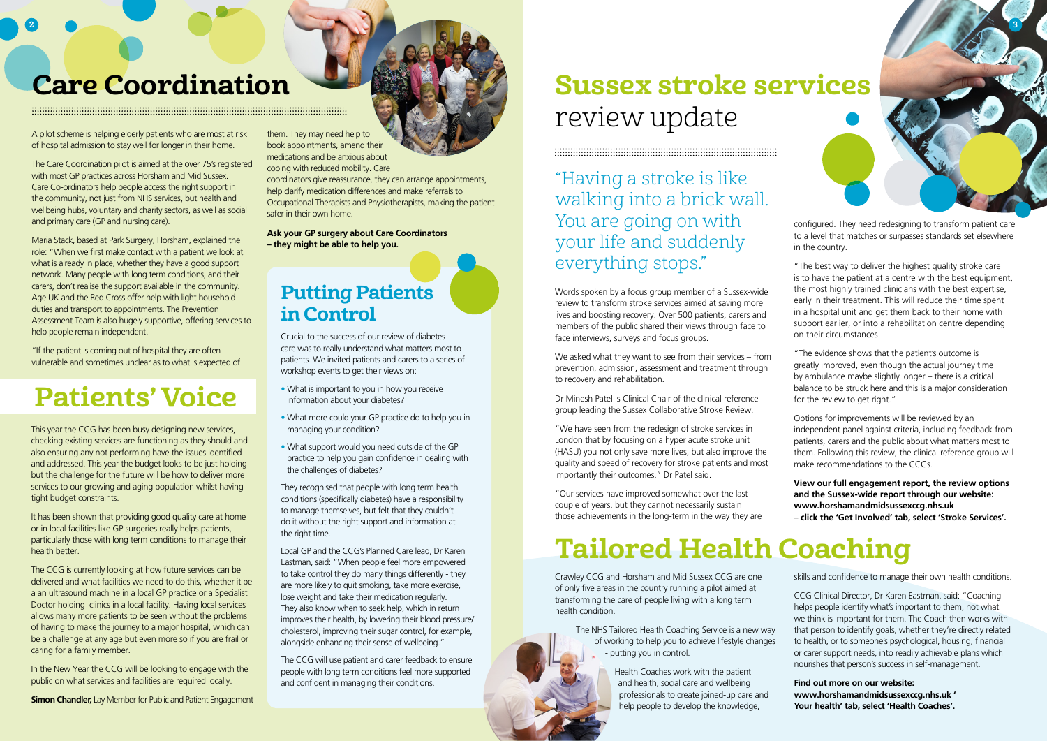# Care Coordination

A pilot scheme is helping elderly patients who are most at risk of hospital admission to stay well for longer in their home.

The Care Coordination pilot is aimed at the over 75's registered with most GP practices across Horsham and Mid Sussex. Care Co-ordinators help people access the right support in the community, not just from NHS services, but health and wellbeing hubs, voluntary and charity sectors, as well as social and primary care (GP and nursing care).

Maria Stack, based at Park Surgery, Horsham, explained the role: "When we first make contact with a patient we look at what is already in place, whether they have a good support network. Many people with long term conditions, and their carers, don't realise the support available in the community. Age UK and the Red Cross offer help with light household duties and transport to appointments. The Prevention Assessment Team is also hugely supportive, offering services to help people remain independent.

"If the patient is coming out of hospital they are often vulnerable and sometimes unclear as to what is expected of them. They may need help to book appointments, amend their medications and be anxious about coping with reduced mobility. Care coordinators give reassurance, they can arrange appointments, help clarify medication differences and make referrals to Occupational Therapists and Physiotherapists, making the patient safer in their own home.

**Ask your GP surgery about Care Coordinators – they might be able to help you.**

# Patients' Voice

This year the CCG has been busy designing new services, checking existing services are functioning as they should and also ensuring any not performing have the issues identified and addressed. This year the budget looks to be just holding but the challenge for the future will be how to deliver more services to our growing and aging population whilst having tight budget constraints.

It has been shown that providing good quality care at home or in local facilities like GP surgeries really helps patients, particularly those with long term conditions to manage their health better.

The CCG is currently looking at how future services can be delivered and what facilities we need to do this, whether it be a an ultrasound machine in a local GP practice or a Specialist Doctor holding clinics in a local facility. Having local services allows many more patients to be seen without the problems of having to make the journey to a major hospital, which can be a challenge at any age but even more so if you are frail or caring for a family member.

In the New Year the CCG will be looking to engage with the public on what services and facilities are required locally.

**Simon Chandler,** Lay Member for Public and Patient Engagement

## Putting Patients in Control

Crucial to the success of our review of diabetes care was to really understand what matters most to patients. We invited patients and carers to a series of workshop events to get their views on:

- What is important to you in how you receive information about your diabetes?
- What more could your GP practice do to help you in managing your condition?
- What support would you need outside of the GP practice to help you gain confidence in dealing with the challenges of diabetes?

They recognised that people with long term health conditions (specifically diabetes) have a responsibility to manage themselves, but felt that they couldn't do it without the right support and information at the right time.

Local GP and the CCG's Planned Care lead, Dr Karen Eastman, said: "When people feel more empowered to take control they do many things differently - they are more likely to quit smoking, take more exercise, lose weight and take their medication regularly. They also know when to seek help, which in return improves their health, by lowering their blood pressure/ cholesterol, improving their sugar control, for example, alongside enhancing their sense of wellbeing."

The CCG will use patient and carer feedback to ensure people with long term conditions feel more supported and confident in managing their conditions.

# Sussex stroke services review update

"Having a stroke is like walking into a brick wall. You are going on with your life and suddenly everything stops."

Words spoken by a focus group member of a Sussex-wide review to transform stroke services aimed at saving more lives and boosting recovery. Over 500 patients, carers and members of the public shared their views through face to face interviews, surveys and focus groups.

We asked what they want to see from their services – from prevention, admission, assessment and treatment through to recovery and rehabilitation.

Dr Minesh Patel is Clinical Chair of the clinical reference group leading the Sussex Collaborative Stroke Review.

"We have seen from the redesign of stroke services in London that by focusing on a hyper acute stroke unit (HASU) you not only save more lives, but also improve the quality and speed of recovery for stroke patients and most importantly their outcomes," Dr Patel said.

"Our services have improved somewhat over the last couple of years, but they cannot necessarily sustain those achievements in the long-term in the way they are configured. They need redesigning to transform patient care to a level that matches or surpasses standards set elsewhere in the country.

"The best way to deliver the highest quality stroke care is to have the patient at a centre with the best equipment, the most highly trained clinicians with the best expertise, early in their treatment. This will reduce their time spent in a hospital unit and get them back to their home with support earlier, or into a rehabilitation centre depending on their circumstances.

"The evidence shows that the patient's outcome is greatly improved, even though the actual journey time by ambulance maybe slightly longer – there is a critical balance to be struck here and this is a major consideration for the review to get right."

Options for improvements will be reviewed by an independent panel against criteria, including feedback from patients, carers and the public about what matters most to them. Following this review, the clinical reference group will make recommendations to the CCGs.

**View our full engagement report, the review options and the Sussex-wide report through our website: www.horshamandmidsussexccg.nhs.uk – click the 'Get Involved' tab, select 'Stroke Services'.**

# Tailored Health Coaching

Crawley CCG and Horsham and Mid Sussex CCG are one of only five areas in the country running a pilot aimed at transforming the care of people living with a long term health condition.

The NHS Tailored Health Coaching Service is a new way of working to help you to achieve lifestyle changes - putting you in control.

Health Coaches work with the patient and health, social care and wellbeing professionals to create joined-up care and help people to develop the knowledge, skills and confidence to manage their own health conditions.

CCG Clinical Director, Dr Karen Eastman, said: "Coaching helps people identify what's important to them, not what we think is important for them. The Coach then works with that person to identify goals, whether they're directly related to health, or to someone's psychological, housing, financial or carer support needs, into readily achievable plans which nourishes that person's success in self-management.

**Find out more on our website: www.horshamandmidsussexccg.nhs.uk ' Your health' tab, select 'Health Coaches'.**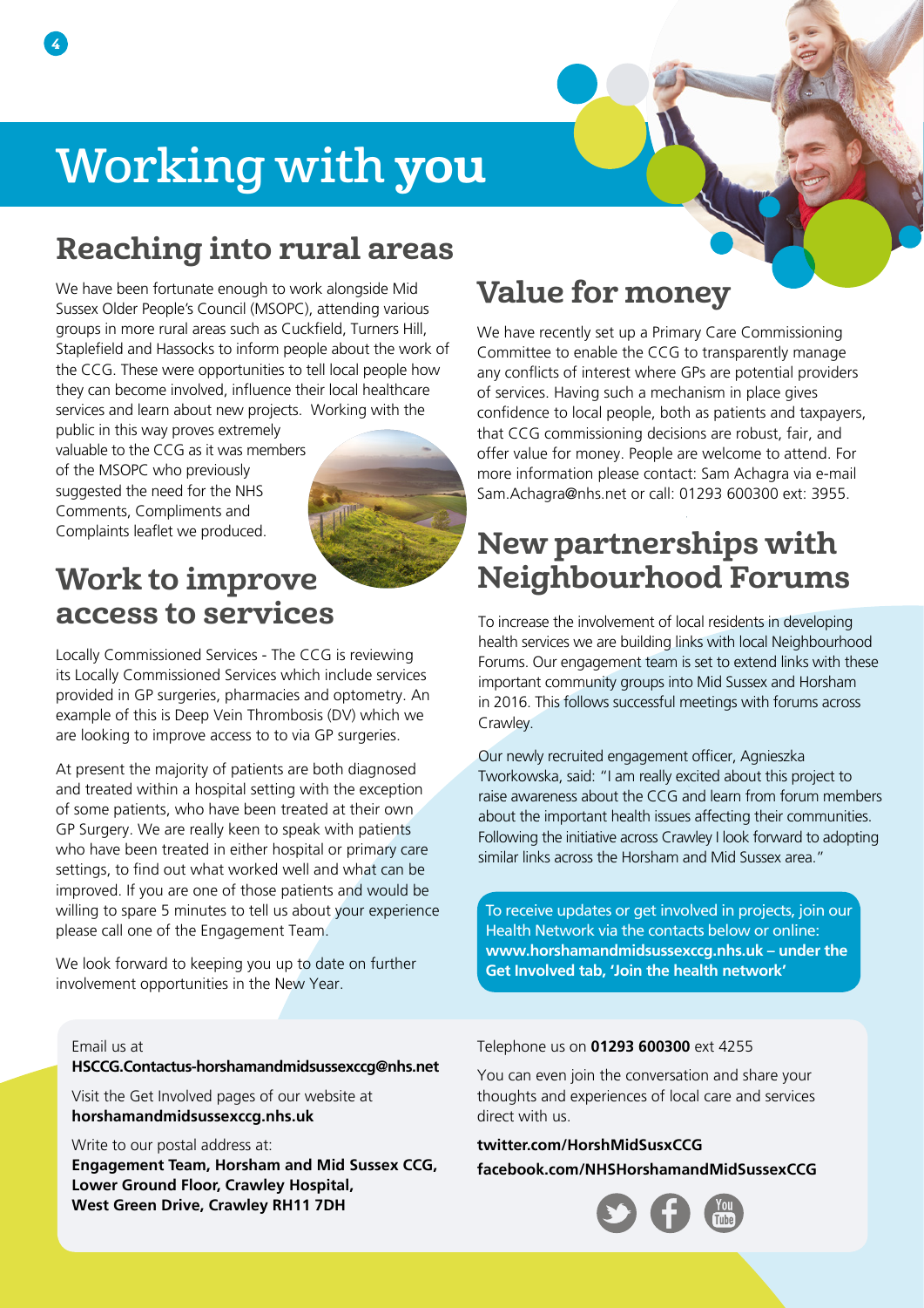# Working with you

## Reaching into rural areas

We have been fortunate enough to work alongside Mid Sussex Older People's Council (MSOPC), attending various groups in more rural areas such as Cuckfield, Turners Hill, Staplefield and Hassocks to inform people about the work of the CCG. These were opportunities to tell local people how they can become involved, influence their local healthcare services and learn about new projects. Working with the public in this way proves extremely valuable to the CCG as it was members of the MSOPC who previously suggested the need for the NHS Comments, Compliments and Complaints leaflet we produced.

## Work to improve access to services

Locally Commissioned Services - The CCG is reviewing its Locally Commissioned Services which include services provided in GP surgeries, pharmacies and optometry. An example of this is Deep Vein Thrombosis (DV) which we are looking to improve access to to via GP surgeries.

At present the majority of patients are both diagnosed and treated within a hospital setting with the exception of some patients, who have been treated at their own GP Surgery. We are really keen to speak with patients who have been treated in either hospital or primary care settings, to find out what worked well and what can be improved. If you are one of those patients and would be willing to spare 5 minutes to tell us about your experience please call one of the Engagement Team.

We look forward to keeping you up to date on further involvement opportunities in the New Year.

## Value for money

We have recently set up a Primary Care Commissioning Committee to enable the CCG to transparently manage any conflicts of interest where GPs are potential providers of services. Having such a mechanism in place gives confidence to local people, both as patients and taxpayers, that CCG commissioning decisions are robust, fair, and offer value for money. People are welcome to attend. For more information please contact: Sam Achagra via e-mail Sam.Achagra@nhs.net or call: 01293 600300 ext: 3955.

## New partnerships with Neighbourhood Forums

To increase the involvement of local residents in developing health services we are building links with local Neighbourhood Forums. Our engagement team is set to extend links with these important community groups into Mid Sussex and Horsham in 2016. This follows successful meetings with forums across Crawley.

Our newly recruited engagement officer, Agnieszka Tworkowska, said: "I am really excited about this project to raise awareness about the CCG and learn from forum members about the important health issues affecting their communities. Following the initiative across Crawley I look forward to adopting similar links across the Horsham and Mid Sussex area."

To receive updates or get involved in projects, join our Health Network via the contacts below or online: **www.horshamandmidsussexccg.nhs.uk – under the Get Involved tab, 'Join the health network'**

Email us at
**HSCCG.Contactus-horshamandmidsussexccg@nhs.net**

Visit the Get Involved pages of our website at
**horshamandmidsussexccg.nhs.uk**

Write to our postal address at:
**Engagement Team, Horsham and Mid Sussex CCG, Lower Ground Floor, Crawley Hospital, West Green Drive, Crawley RH11 7DH**

Telephone us on **01293 600300** ext 4255

You can even join the conversation and share your thoughts and experiences of local care and services direct with us.

**twitter.com/HorshMidSusxCCG**

**facebook.com/NHSHorshamandMidSussexCCG**